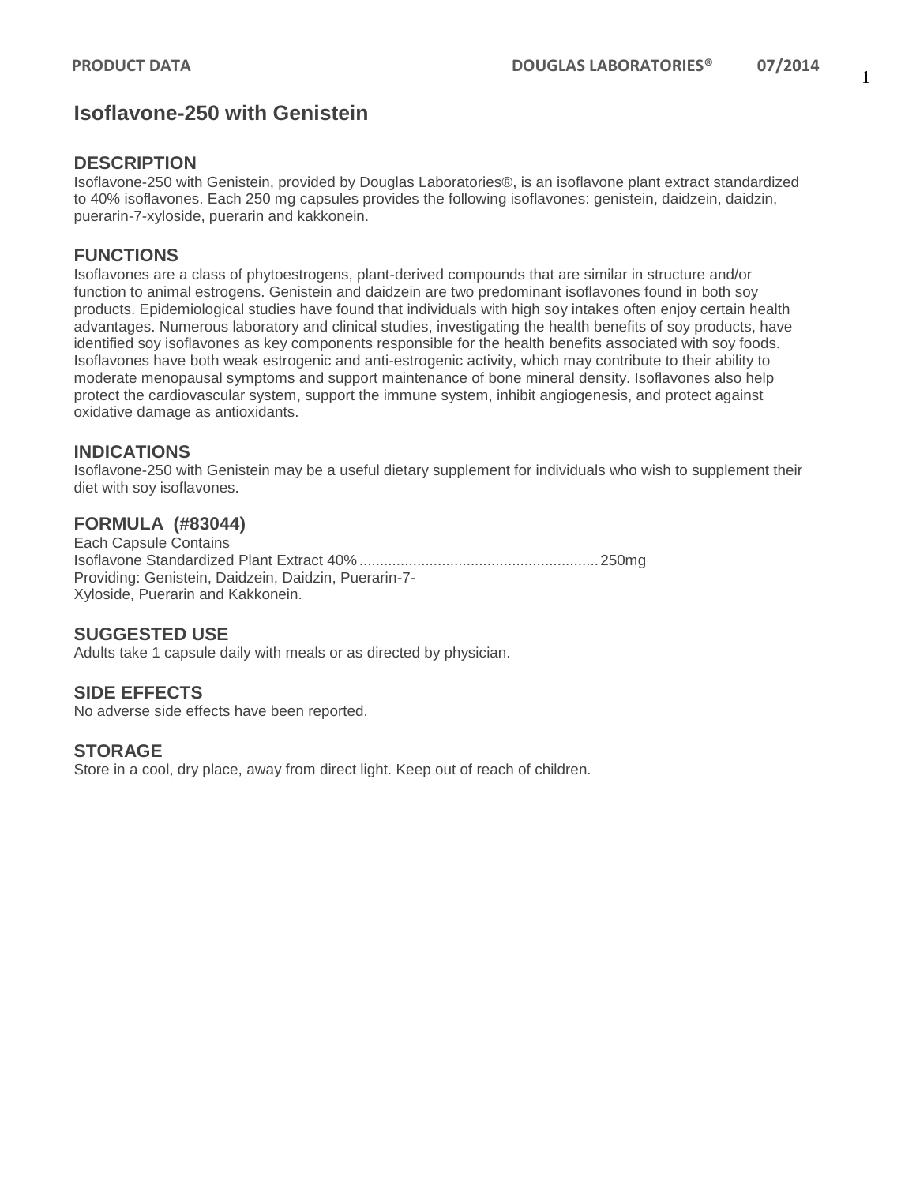# Isoflavone-250 with Genistein

## DESCRIPTION

Isoflavone-250 with Genistein, provided by Douglas Laboratories®, is an isoflavone plant extract standardized to 40% isoflavones. Each 250 mg capsules provides the following isoflavones: genistein, daidzein, daidzin, puerarin-7-xyloside, puerarin and kakkonein.

## FUNCTIONS

Isoflavones are a class of phytoestrogens, plant-derived compounds that are similar in structure and/or function to animal estrogens. Genistein and daidzein are two predominant isoflavones found in both soy products. Epidemiological studies have found that individuals with high soy intakes often enjoy certain health advantages. Numerous laboratory and clinical studies, investigating the health benefits of soy products, have identified soy isoflavones as key components responsible for the health benefits associated with soy foods. Isoflavones have both weak estrogenic and anti-estrogenic activity, which may contribute to their ability to moderate menopausal symptoms and support maintenance of bone mineral density. Isoflavones also help protect the cardiovascular system, support the immune system, inhibit angiogenesis, and protect against oxidative damage as antioxidants.

## INDICATIONS

Isoflavone-250 with Genistein may be a useful dietary supplement for individuals who wish to supplement their diet with soy isoflavones.

## FORMULA (#83044)

Each Capsule Contains
Isoflavone Standardized Plant Extract 40%........................................................250mg
Providing: Genistein, Daidzein, Daidzin, Puerarin-7-Xyloside, Puerarin and Kakkonein.

## SUGGESTED USE

Adults take 1 capsule daily with meals or as directed by physician.

## SIDE EFFECTS

No adverse side effects have been reported.

## STORAGE

Store in a cool, dry place, away from direct light. Keep out of reach of children.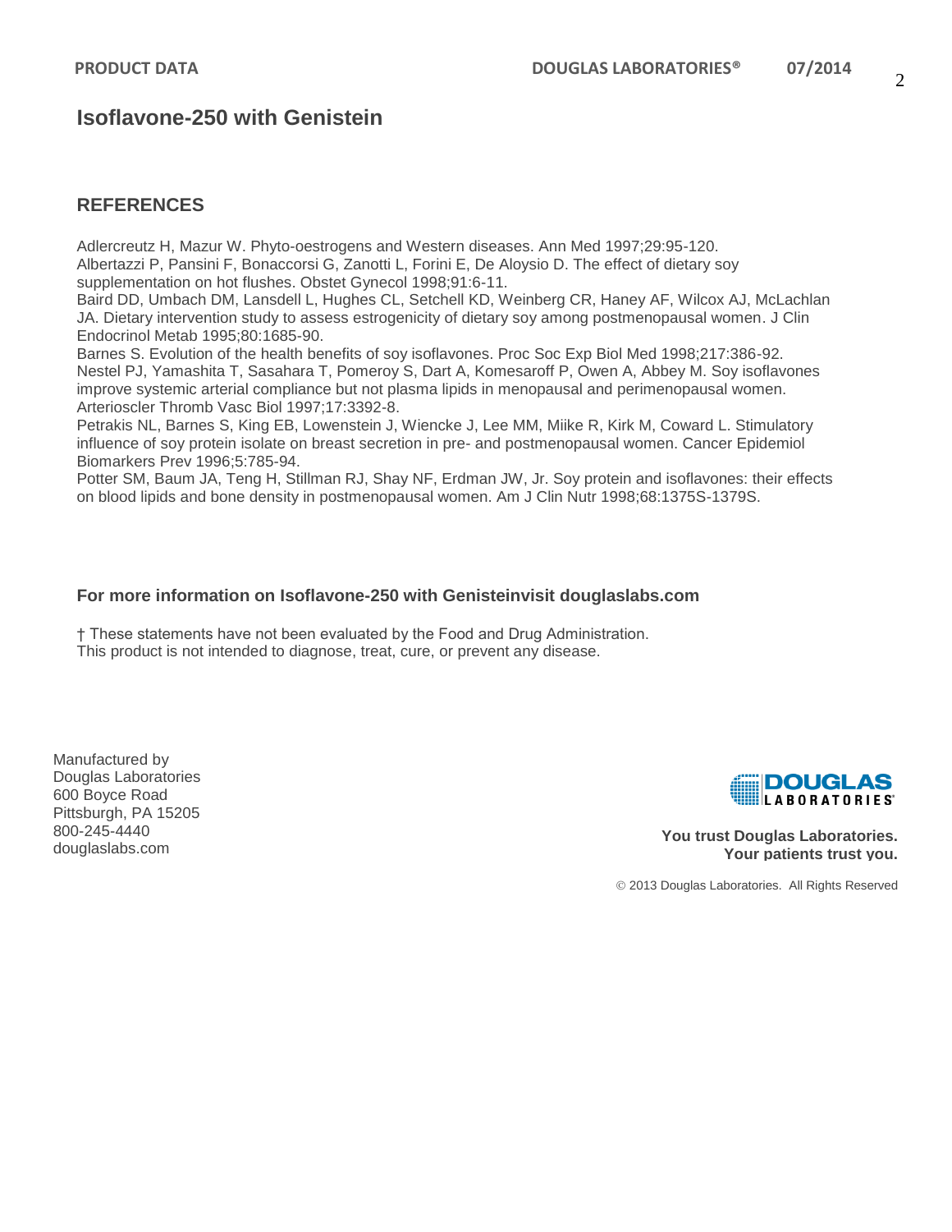# Isoflavone-250 with Genistein

## REFERENCES

Adlercreutz H, Mazur W. Phyto-oestrogens and Western diseases. Ann Med 1997;29:95-120.

Albertazzi P, Pansini F, Bonaccorsi G, Zanotti L, Forini E, De Aloysio D. The effect of dietary soy supplementation on hot flushes. Obstet Gynecol 1998;91:6-11.

Baird DD, Umbach DM, Lansdell L, Hughes CL, Setchell KD, Weinberg CR, Haney AF, Wilcox AJ, McLachlan JA. Dietary intervention study to assess estrogenicity of dietary soy among postmenopausal women. J Clin Endocrinol Metab 1995;80:1685-90.

Barnes S. Evolution of the health benefits of soy isoflavones. Proc Soc Exp Biol Med 1998;217:386-92.

Nestel PJ, Yamashita T, Sasahara T, Pomeroy S, Dart A, Komesaroff P, Owen A, Abbey M. Soy isoflavones improve systemic arterial compliance but not plasma lipids in menopausal and perimenopausal women. Arterioscler Thromb Vasc Biol 1997;17:3392-8.

Petrakis NL, Barnes S, King EB, Lowenstein J, Wiencke J, Lee MM, Miike R, Kirk M, Coward L. Stimulatory influence of soy protein isolate on breast secretion in pre- and postmenopausal women. Cancer Epidemiol Biomarkers Prev 1996;5:785-94.

Potter SM, Baum JA, Teng H, Stillman RJ, Shay NF, Erdman JW, Jr. Soy protein and isoflavones: their effects on blood lipids and bone density in postmenopausal women. Am J Clin Nutr 1998;68:1375S-1379S.

**For more information on Isoflavone-250 with Genisteinvisit douglaslabs.com**

† These statements have not been evaluated by the Food and Drug Administration.
This product is not intended to diagnose, treat, cure, or prevent any disease.

Manufactured by
Douglas Laboratories
600 Boyce Road
Pittsburgh, PA 15205
800-245-4440
douglaslabs.com

DOUGLAS LABORATORIES

**You trust Douglas Laboratories.**
**Your patients trust you.**

© 2013 Douglas Laboratories. All Rights Reserved